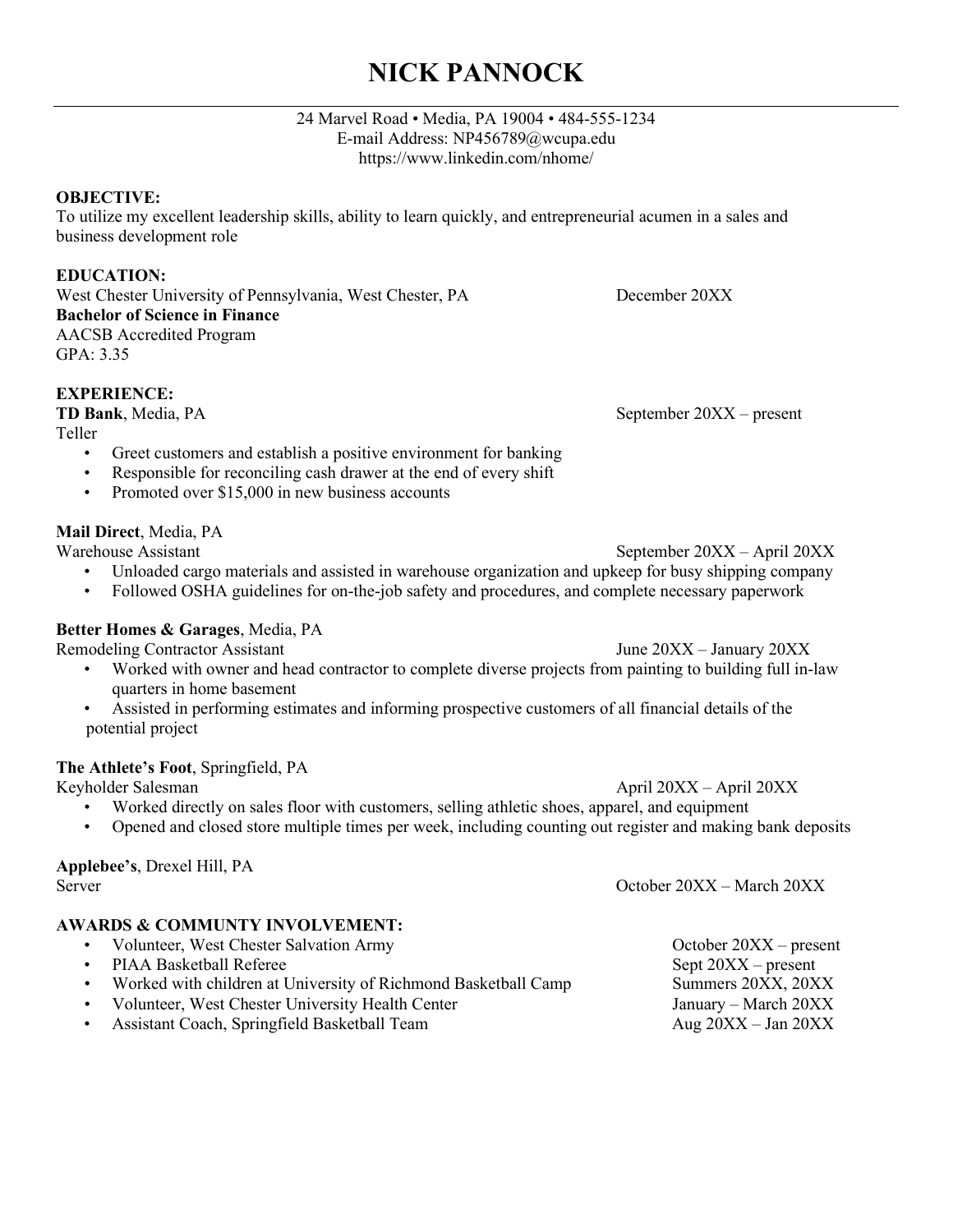# NICK PANNOCK

24 Marvel Road • Media, PA 19004 • 484-555-1234
E-mail Address: NP456789@wcupa.edu
https://www.linkedin.com/nhome/

**OBJECTIVE:**
To utilize my excellent leadership skills, ability to learn quickly, and entrepreneurial acumen in a sales and business development role

**EDUCATION:**
West Chester University of Pennsylvania, West Chester, PA — December 20XX
**Bachelor of Science in Finance**
AACSB Accredited Program
GPA: 3.35

**EXPERIENCE:**

**TD Bank**, Media, PA — September 20XX – present
Teller
- Greet customers and establish a positive environment for banking
- Responsible for reconciling cash drawer at the end of every shift
- Promoted over $15,000 in new business accounts

**Mail Direct**, Media, PA
Warehouse Assistant — September 20XX – April 20XX
- Unloaded cargo materials and assisted in warehouse organization and upkeep for busy shipping company
- Followed OSHA guidelines for on-the-job safety and procedures, and complete necessary paperwork

**Better Homes & Garages**, Media, PA
Remodeling Contractor Assistant — June 20XX – January 20XX
- Worked with owner and head contractor to complete diverse projects from painting to building full in-law quarters in home basement
- Assisted in performing estimates and informing prospective customers of all financial details of the potential project

**The Athlete's Foot**, Springfield, PA
Keyholder Salesman — April 20XX – April 20XX
- Worked directly on sales floor with customers, selling athletic shoes, apparel, and equipment
- Opened and closed store multiple times per week, including counting out register and making bank deposits

**Applebee's**, Drexel Hill, PA
Server — October 20XX – March 20XX

**AWARDS & COMMUNTY INVOLVEMENT:**
- Volunteer, West Chester Salvation Army — October 20XX – present
- PIAA Basketball Referee — Sept 20XX – present
- Worked with children at University of Richmond Basketball Camp — Summers 20XX, 20XX
- Volunteer, West Chester University Health Center — January – March 20XX
- Assistant Coach, Springfield Basketball Team — Aug 20XX – Jan 20XX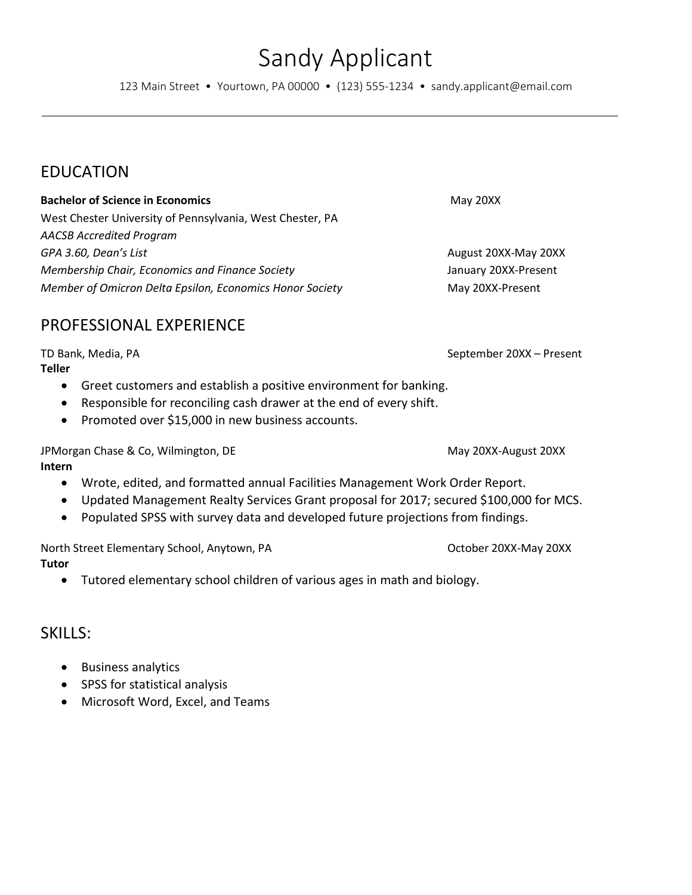# Sandy Applicant

123 Main Street • Yourtown, PA 00000 • (123) 555-1234 • sandy.applicant@email.com

---

## EDUCATION

**Bachelor of Science in Economics** May 20XX
West Chester University of Pennsylvania, West Chester, PA
*AACSB Accredited Program*
*GPA 3.60, Dean's List* August 20XX-May 20XX
*Membership Chair, Economics and Finance Society* January 20XX-Present
*Member of Omicron Delta Epsilon, Economics Honor Society* May 20XX-Present

## PROFESSIONAL EXPERIENCE

TD Bank, Media, PA September 20XX – Present
**Teller**

- Greet customers and establish a positive environment for banking.
- Responsible for reconciling cash drawer at the end of every shift.
- Promoted over $15,000 in new business accounts.

JPMorgan Chase & Co, Wilmington, DE May 20XX-August 20XX
**Intern**

- Wrote, edited, and formatted annual Facilities Management Work Order Report.
- Updated Management Realty Services Grant proposal for 2017; secured $100,000 for MCS.
- Populated SPSS with survey data and developed future projections from findings.

North Street Elementary School, Anytown, PA October 20XX-May 20XX
**Tutor**

- Tutored elementary school children of various ages in math and biology.

## SKILLS:

- Business analytics
- SPSS for statistical analysis
- Microsoft Word, Excel, and Teams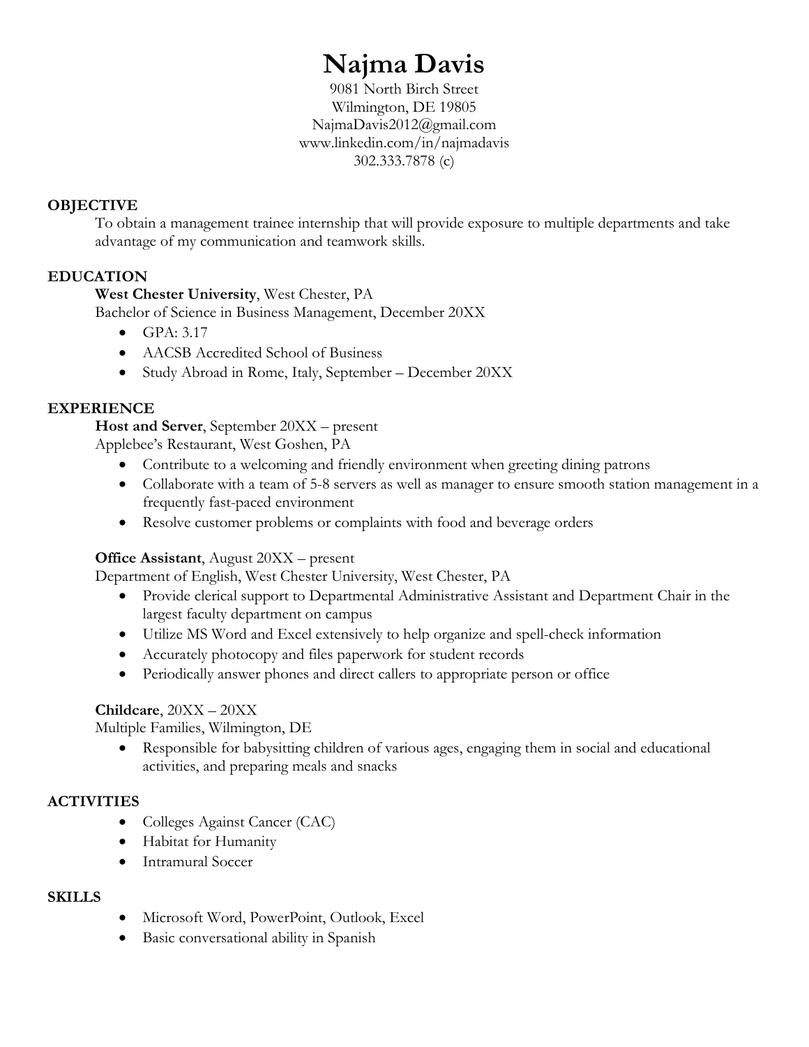# Najma Davis

9081 North Birch Street
Wilmington, DE 19805
NajmaDavis2012@gmail.com
www.linkedin.com/in/najmadavis
302.333.7878 (c)

## OBJECTIVE

To obtain a management trainee internship that will provide exposure to multiple departments and take advantage of my communication and teamwork skills.

## EDUCATION

**West Chester University**, West Chester, PA
Bachelor of Science in Business Management, December 20XX

- GPA: 3.17
- AACSB Accredited School of Business
- Study Abroad in Rome, Italy, September – December 20XX

## EXPERIENCE

**Host and Server**, September 20XX – present
Applebee's Restaurant, West Goshen, PA

- Contribute to a welcoming and friendly environment when greeting dining patrons
- Collaborate with a team of 5-8 servers as well as manager to ensure smooth station management in a frequently fast-paced environment
- Resolve customer problems or complaints with food and beverage orders

**Office Assistant**, August 20XX – present
Department of English, West Chester University, West Chester, PA

- Provide clerical support to Departmental Administrative Assistant and Department Chair in the largest faculty department on campus
- Utilize MS Word and Excel extensively to help organize and spell-check information
- Accurately photocopy and files paperwork for student records
- Periodically answer phones and direct callers to appropriate person or office

**Childcare**, 20XX – 20XX
Multiple Families, Wilmington, DE

- Responsible for babysitting children of various ages, engaging them in social and educational activities, and preparing meals and snacks

## ACTIVITIES

- Colleges Against Cancer (CAC)
- Habitat for Humanity
- Intramural Soccer

## SKILLS

- Microsoft Word, PowerPoint, Outlook, Excel
- Basic conversational ability in Spanish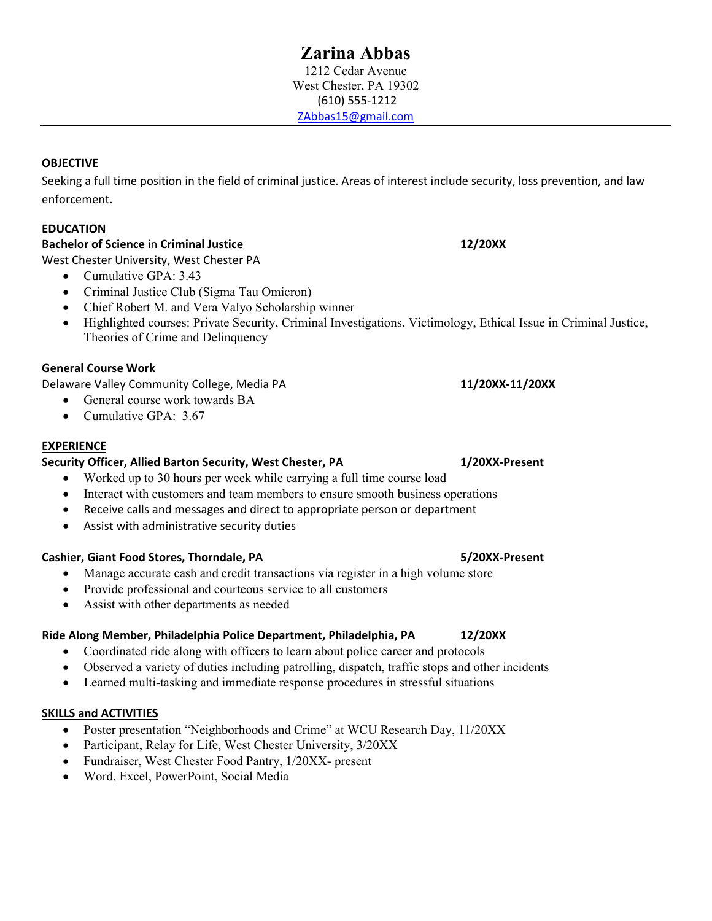# Zarina Abbas

1212 Cedar Avenue
West Chester, PA 19302
(610) 555-1212
ZAbbas15@gmail.com

---

## OBJECTIVE

Seeking a full time position in the field of criminal justice. Areas of interest include security, loss prevention, and law enforcement.

## EDUCATION

**Bachelor of Science** in **Criminal Justice** **12/20XX**

West Chester University, West Chester PA

- Cumulative GPA: 3.43
- Criminal Justice Club (Sigma Tau Omicron)
- Chief Robert M. and Vera Valyo Scholarship winner
- Highlighted courses: Private Security, Criminal Investigations, Victimology, Ethical Issue in Criminal Justice, Theories of Crime and Delinquency

**General Course Work**

Delaware Valley Community College, Media PA **11/20XX-11/20XX**

- General course work towards BA
- Cumulative GPA: 3.67

## EXPERIENCE

**Security Officer, Allied Barton Security, West Chester, PA** **1/20XX-Present**

- Worked up to 30 hours per week while carrying a full time course load
- Interact with customers and team members to ensure smooth business operations
- Receive calls and messages and direct to appropriate person or department
- Assist with administrative security duties

**Cashier, Giant Food Stores, Thorndale, PA** **5/20XX-Present**

- Manage accurate cash and credit transactions via register in a high volume store
- Provide professional and courteous service to all customers
- Assist with other departments as needed

**Ride Along Member, Philadelphia Police Department, Philadelphia, PA** **12/20XX**

- Coordinated ride along with officers to learn about police career and protocols
- Observed a variety of duties including patrolling, dispatch, traffic stops and other incidents
- Learned multi-tasking and immediate response procedures in stressful situations

## SKILLS and ACTIVITIES

- Poster presentation "Neighborhoods and Crime" at WCU Research Day, 11/20XX
- Participant, Relay for Life, West Chester University, 3/20XX
- Fundraiser, West Chester Food Pantry, 1/20XX- present
- Word, Excel, PowerPoint, Social Media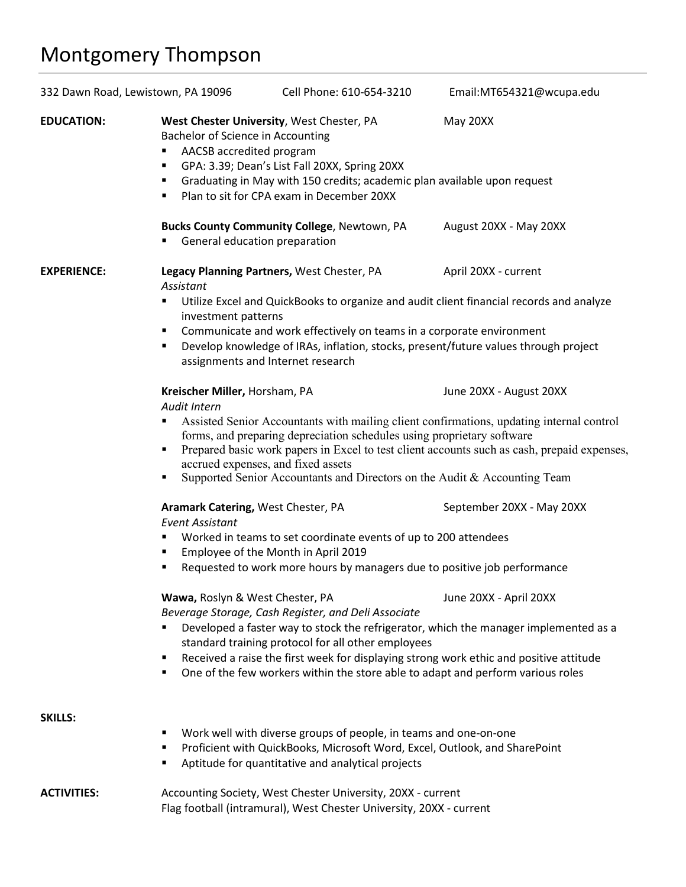# Montgomery Thompson

332 Dawn Road, Lewistown, PA 19096 | Cell Phone: 610-654-3210 | Email:MT654321@wcupa.edu

## EDUCATION:

**West Chester University**, West Chester, PA — May 20XX
Bachelor of Science in Accounting
- AACSB accredited program
- GPA: 3.39; Dean's List Fall 20XX, Spring 20XX
- Graduating in May with 150 credits; academic plan available upon request
- Plan to sit for CPA exam in December 20XX

**Bucks County Community College**, Newtown, PA — August 20XX - May 20XX
- General education preparation

## EXPERIENCE:

**Legacy Planning Partners,** West Chester, PA — April 20XX - current
*Assistant*
- Utilize Excel and QuickBooks to organize and audit client financial records and analyze investment patterns
- Communicate and work effectively on teams in a corporate environment
- Develop knowledge of IRAs, inflation, stocks, present/future values through project assignments and Internet research

**Kreischer Miller,** Horsham, PA — June 20XX - August 20XX
*Audit Intern*
- Assisted Senior Accountants with mailing client confirmations, updating internal control forms, and preparing depreciation schedules using proprietary software
- Prepared basic work papers in Excel to test client accounts such as cash, prepaid expenses, accrued expenses, and fixed assets
- Supported Senior Accountants and Directors on the Audit & Accounting Team

**Aramark Catering,** West Chester, PA — September 20XX - May 20XX
*Event Assistant*
- Worked in teams to set coordinate events of up to 200 attendees
- Employee of the Month in April 2019
- Requested to work more hours by managers due to positive job performance

**Wawa,** Roslyn & West Chester, PA — June 20XX - April 20XX
*Beverage Storage, Cash Register, and Deli Associate*
- Developed a faster way to stock the refrigerator, which the manager implemented as a standard training protocol for all other employees
- Received a raise the first week for displaying strong work ethic and positive attitude
- One of the few workers within the store able to adapt and perform various roles

## SKILLS:

- Work well with diverse groups of people, in teams and one-on-one
- Proficient with QuickBooks, Microsoft Word, Excel, Outlook, and SharePoint
- Aptitude for quantitative and analytical projects

## ACTIVITIES:

Accounting Society, West Chester University, 20XX - current
Flag football (intramural), West Chester University, 20XX - current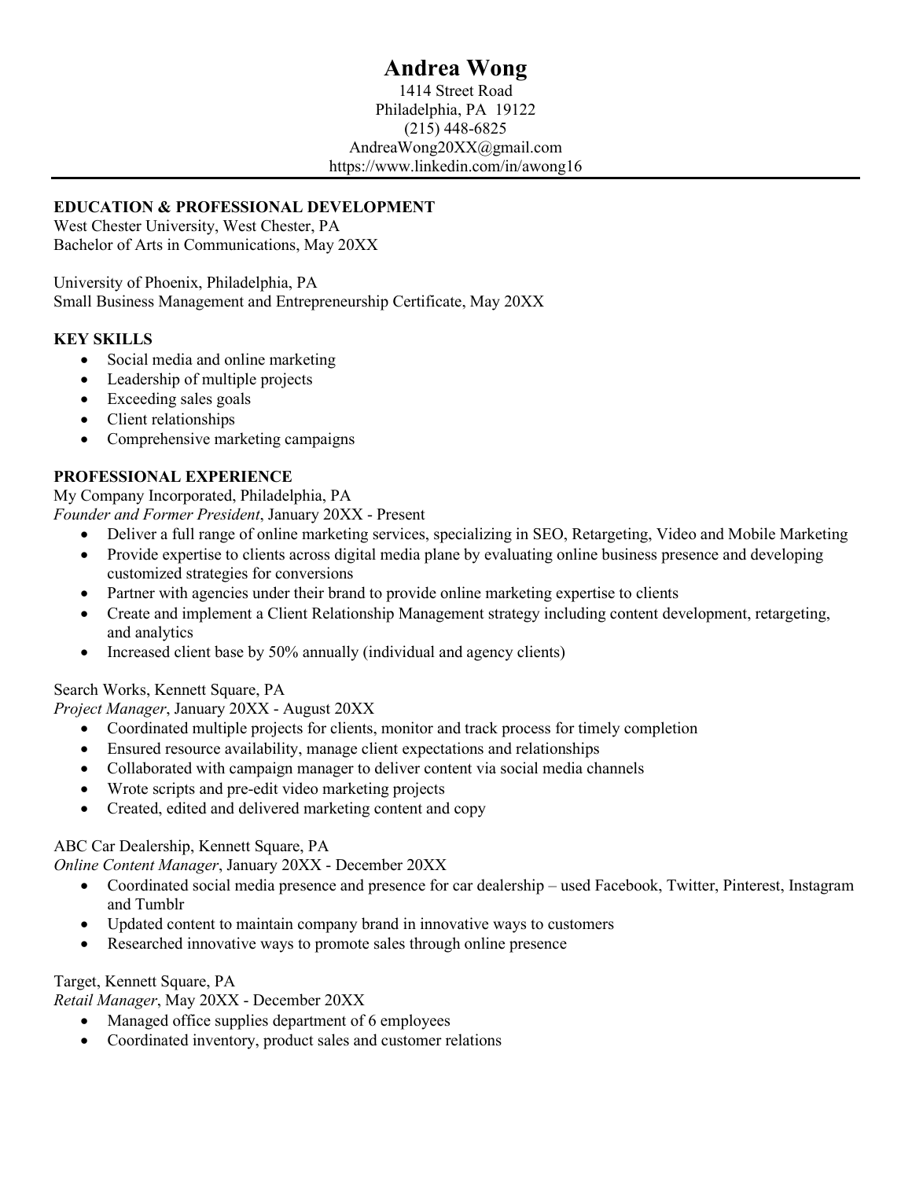# Andrea Wong

1414 Street Road
Philadelphia, PA 19122
(215) 448-6825
AndreaWong20XX@gmail.com
https://www.linkedin.com/in/awong16

---

## EDUCATION & PROFESSIONAL DEVELOPMENT

West Chester University, West Chester, PA
Bachelor of Arts in Communications, May 20XX

University of Phoenix, Philadelphia, PA
Small Business Management and Entrepreneurship Certificate, May 20XX

## KEY SKILLS

- Social media and online marketing
- Leadership of multiple projects
- Exceeding sales goals
- Client relationships
- Comprehensive marketing campaigns

## PROFESSIONAL EXPERIENCE

My Company Incorporated, Philadelphia, PA
*Founder and Former President*, January 20XX - Present

- Deliver a full range of online marketing services, specializing in SEO, Retargeting, Video and Mobile Marketing
- Provide expertise to clients across digital media plane by evaluating online business presence and developing customized strategies for conversions
- Partner with agencies under their brand to provide online marketing expertise to clients
- Create and implement a Client Relationship Management strategy including content development, retargeting, and analytics
- Increased client base by 50% annually (individual and agency clients)

Search Works, Kennett Square, PA
*Project Manager*, January 20XX - August 20XX

- Coordinated multiple projects for clients, monitor and track process for timely completion
- Ensured resource availability, manage client expectations and relationships
- Collaborated with campaign manager to deliver content via social media channels
- Wrote scripts and pre-edit video marketing projects
- Created, edited and delivered marketing content and copy

ABC Car Dealership, Kennett Square, PA
*Online Content Manager*, January 20XX - December 20XX

- Coordinated social media presence and presence for car dealership – used Facebook, Twitter, Pinterest, Instagram and Tumblr
- Updated content to maintain company brand in innovative ways to customers
- Researched innovative ways to promote sales through online presence

Target, Kennett Square, PA
*Retail Manager*, May 20XX - December 20XX

- Managed office supplies department of 6 employees
- Coordinated inventory, product sales and customer relations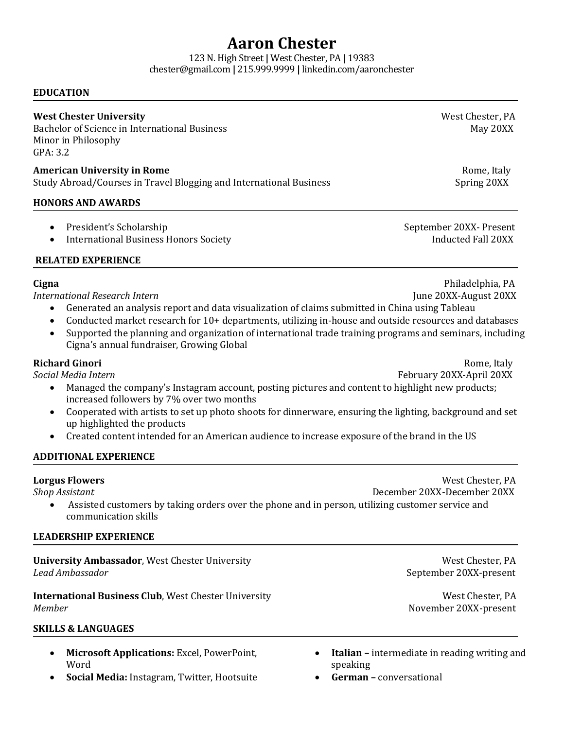# Aaron Chester

123 N. High Street | West Chester, PA | 19383
chester@gmail.com | 215.999.9999 | linkedin.com/aaronchester

## EDUCATION

**West Chester University** — West Chester, PA
Bachelor of Science in International Business — May 20XX
Minor in Philosophy
GPA: 3.2

**American University in Rome** — Rome, Italy
Study Abroad/Courses in Travel Blogging and International Business — Spring 20XX

## HONORS AND AWARDS

- President's Scholarship — September 20XX- Present
- International Business Honors Society — Inducted Fall 20XX

## RELATED EXPERIENCE

**Cigna** — Philadelphia, PA
*International Research Intern* — June 20XX-August 20XX

- Generated an analysis report and data visualization of claims submitted in China using Tableau
- Conducted market research for 10+ departments, utilizing in-house and outside resources and databases
- Supported the planning and organization of international trade training programs and seminars, including Cigna's annual fundraiser, Growing Global

**Richard Ginori** — Rome, Italy
*Social Media Intern* — February 20XX-April 20XX

- Managed the company's Instagram account, posting pictures and content to highlight new products; increased followers by 7% over two months
- Cooperated with artists to set up photo shoots for dinnerware, ensuring the lighting, background and set up highlighted the products
- Created content intended for an American audience to increase exposure of the brand in the US

## ADDITIONAL EXPERIENCE

**Lorgus Flowers** — West Chester, PA
*Shop Assistant* — December 20XX-December 20XX

- Assisted customers by taking orders over the phone and in person, utilizing customer service and communication skills

## LEADERSHIP EXPERIENCE

**University Ambassador**, West Chester University — West Chester, PA
*Lead Ambassador* — September 20XX-present

**International Business Club**, West Chester University — West Chester, PA
*Member* — November 20XX-present

## SKILLS & LANGUAGES

- **Microsoft Applications:** Excel, PowerPoint, Word
- **Social Media:** Instagram, Twitter, Hootsuite
- **Italian –** intermediate in reading writing and speaking
- **German –** conversational